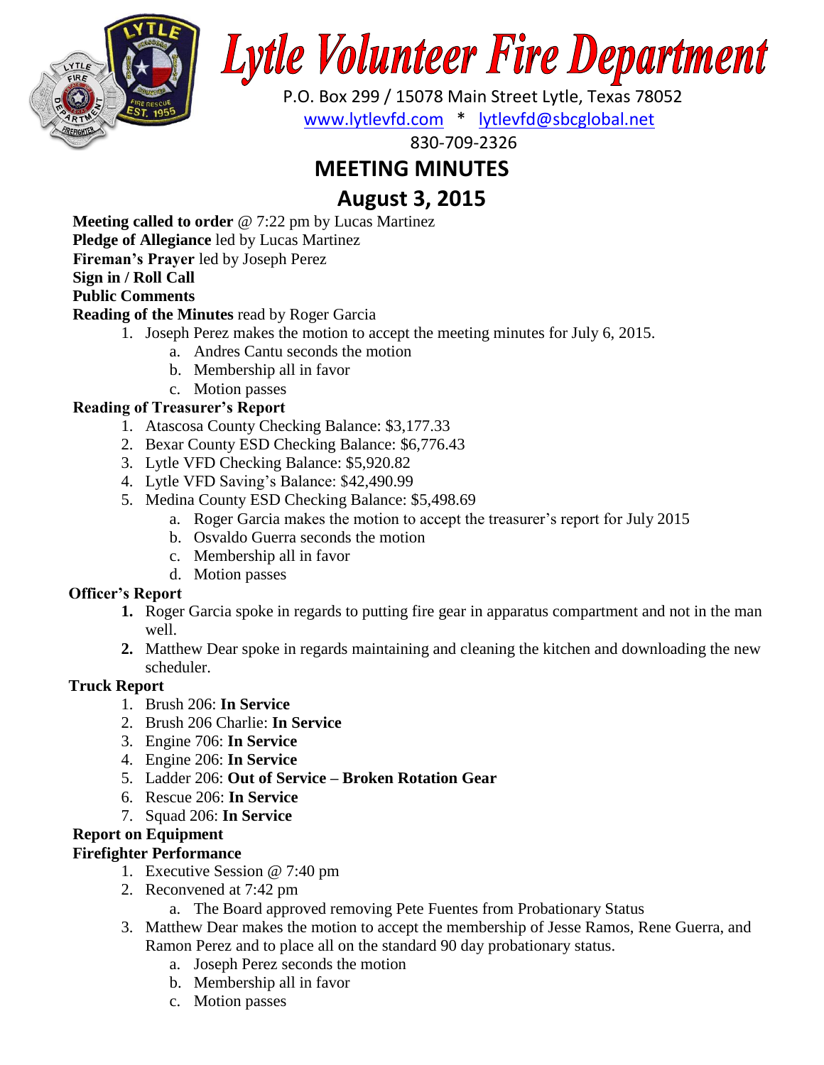# Lytle Volunteer Fire Department

P.O. Box 299 / 15078 Main Street Lytle, Texas 78052

www.lytlevfd.com * lytlevfd@sbcglobal.net

830-709-2326

## MEETING MINUTES

## August 3, 2015

**Meeting called to order** @ 7:22 pm by Lucas Martinez

**Pledge of Allegiance** led by Lucas Martinez

**Fireman's Prayer** led by Joseph Perez

**Sign in / Roll Call**

**Public Comments**

**Reading of the Minutes** read by Roger Garcia

1. Joseph Perez makes the motion to accept the meeting minutes for July 6, 2015.
   a. Andres Cantu seconds the motion
   b. Membership all in favor
   c. Motion passes

**Reading of Treasurer's Report**

1. Atascosa County Checking Balance: $3,177.33
2. Bexar County ESD Checking Balance: $6,776.43
3. Lytle VFD Checking Balance: $5,920.82
4. Lytle VFD Saving's Balance: $42,490.99
5. Medina County ESD Checking Balance: $5,498.69
   a. Roger Garcia makes the motion to accept the treasurer's report for July 2015
   b. Osvaldo Guerra seconds the motion
   c. Membership all in favor
   d. Motion passes

**Officer's Report**

1. Roger Garcia spoke in regards to putting fire gear in apparatus compartment and not in the man well.
2. Matthew Dear spoke in regards maintaining and cleaning the kitchen and downloading the new scheduler.

**Truck Report**

1. Brush 206: **In Service**
2. Brush 206 Charlie: **In Service**
3. Engine 706: **In Service**
4. Engine 206: **In Service**
5. Ladder 206: **Out of Service – Broken Rotation Gear**
6. Rescue 206: **In Service**
7. Squad 206: **In Service**

**Report on Equipment**

**Firefighter Performance**

1. Executive Session @ 7:40 pm
2. Reconvened at 7:42 pm
   a. The Board approved removing Pete Fuentes from Probationary Status
3. Matthew Dear makes the motion to accept the membership of Jesse Ramos, Rene Guerra, and Ramon Perez and to place all on the standard 90 day probationary status.
   a. Joseph Perez seconds the motion
   b. Membership all in favor
   c. Motion passes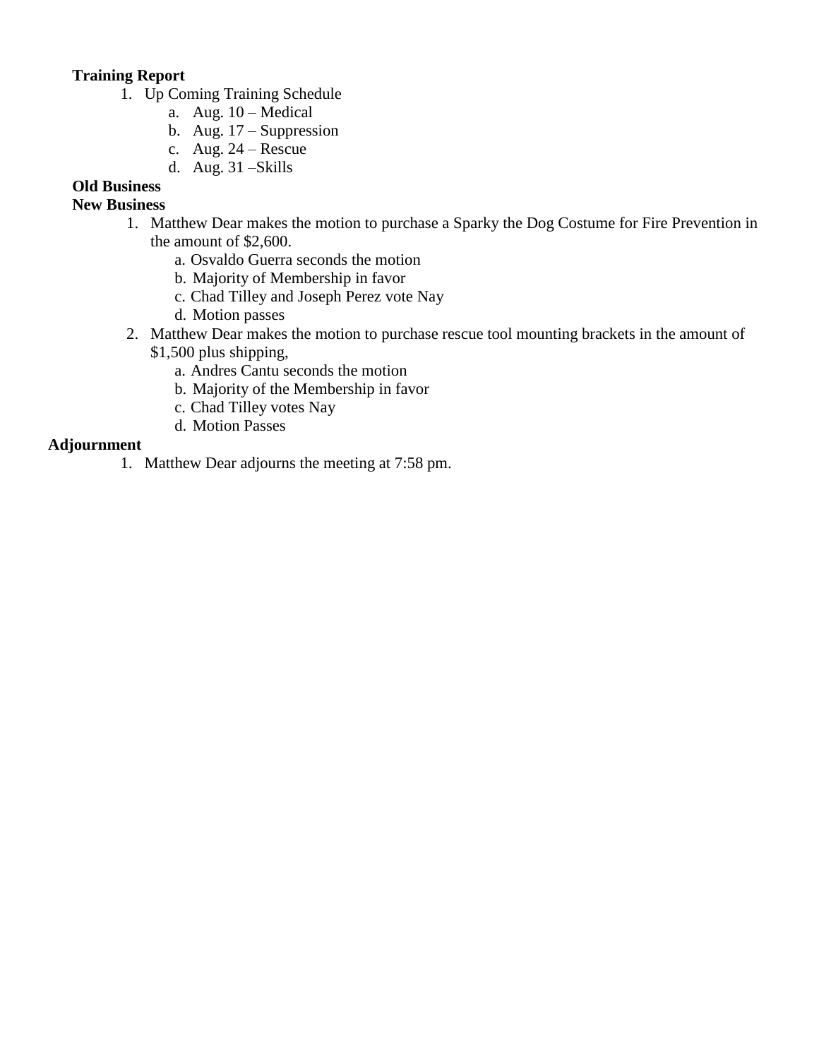**Training Report**

1. Up Coming Training Schedule
    a. Aug. 10 – Medical
    b. Aug. 17 – Suppression
    c. Aug. 24 – Rescue
    d. Aug. 31 –Skills

**Old Business**

**New Business**

1. Matthew Dear makes the motion to purchase a Sparky the Dog Costume for Fire Prevention in the amount of $2,600.
    a. Osvaldo Guerra seconds the motion
    b. Majority of Membership in favor
    c. Chad Tilley and Joseph Perez vote Nay
    d. Motion passes
2. Matthew Dear makes the motion to purchase rescue tool mounting brackets in the amount of $1,500 plus shipping,
    a. Andres Cantu seconds the motion
    b. Majority of the Membership in favor
    c. Chad Tilley votes Nay
    d. Motion Passes

**Adjournment**

1. Matthew Dear adjourns the meeting at 7:58 pm.